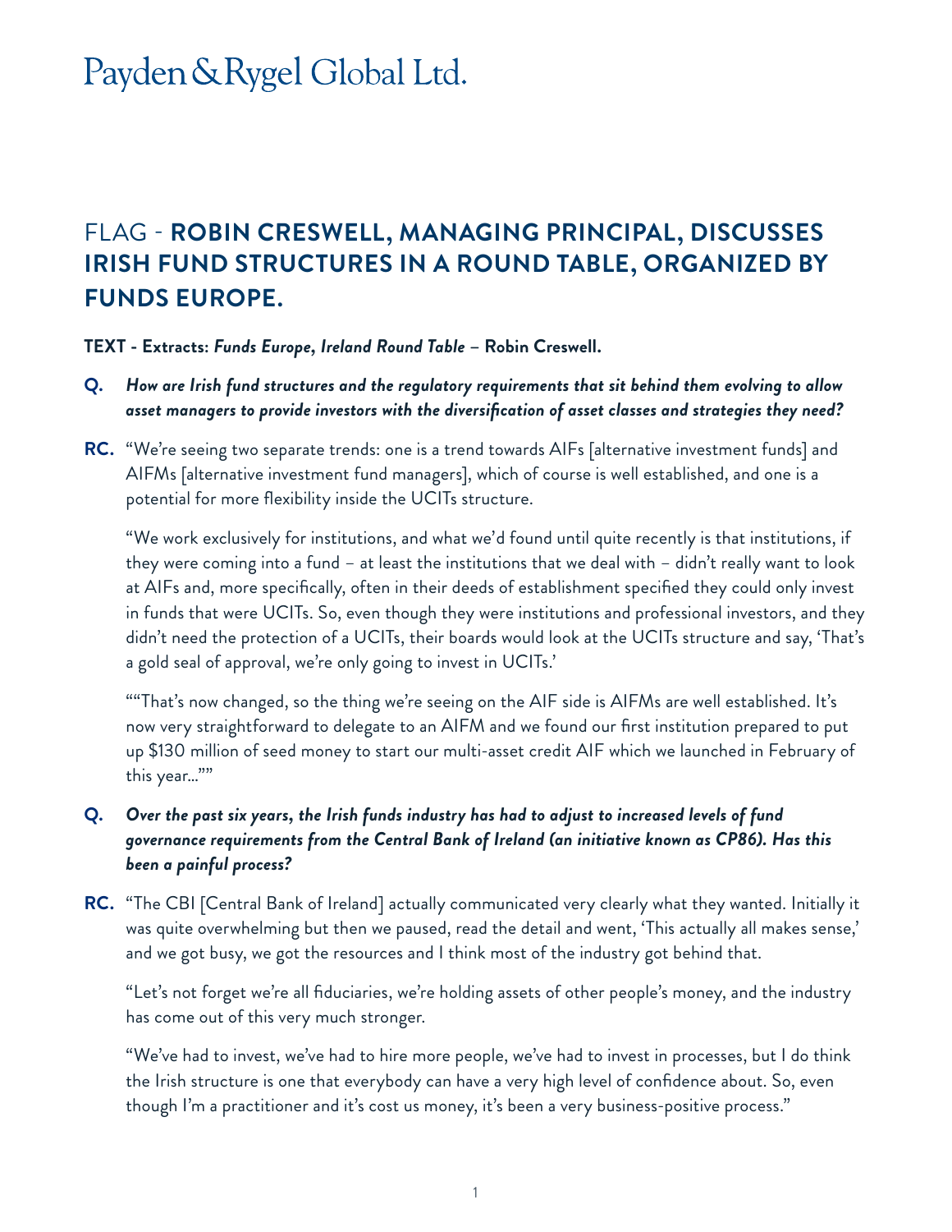# Payden & Rygel Global Ltd.

## FLAG - **ROBIN CRESWELL, MANAGING PRINCIPAL, DISCUSSES IRISH FUND STRUCTURES IN A ROUND TABLE, ORGANIZED BY FUNDS EUROPE.**

**TEXT - Extracts: *Funds Europe, Ireland Round Table* – Robin Creswell.**

**Q.** ***How are Irish fund structures and the regulatory requirements that sit behind them evolving to allow asset managers to provide investors with the diversification of asset classes and strategies they need?***

**RC.** "We're seeing two separate trends: one is a trend towards AIFs [alternative investment funds] and AIFMs [alternative investment fund managers], which of course is well established, and one is a potential for more flexibility inside the UCITs structure.

"We work exclusively for institutions, and what we'd found until quite recently is that institutions, if they were coming into a fund – at least the institutions that we deal with – didn't really want to look at AIFs and, more specifically, often in their deeds of establishment specified they could only invest in funds that were UCITs. So, even though they were institutions and professional investors, and they didn't need the protection of a UCITs, their boards would look at the UCITs structure and say, 'That's a gold seal of approval, we're only going to invest in UCITs.'

""That's now changed, so the thing we're seeing on the AIF side is AIFMs are well established. It's now very straightforward to delegate to an AIFM and we found our first institution prepared to put up $130 million of seed money to start our multi-asset credit AIF which we launched in February of this year...""

**Q.** ***Over the past six years, the Irish funds industry has had to adjust to increased levels of fund governance requirements from the Central Bank of Ireland (an initiative known as CP86). Has this been a painful process?***

**RC.** "The CBI [Central Bank of Ireland] actually communicated very clearly what they wanted. Initially it was quite overwhelming but then we paused, read the detail and went, 'This actually all makes sense,' and we got busy, we got the resources and I think most of the industry got behind that.

"Let's not forget we're all fiduciaries, we're holding assets of other people's money, and the industry has come out of this very much stronger.

"We've had to invest, we've had to hire more people, we've had to invest in processes, but I do think the Irish structure is one that everybody can have a very high level of confidence about. So, even though I'm a practitioner and it's cost us money, it's been a very business-positive process."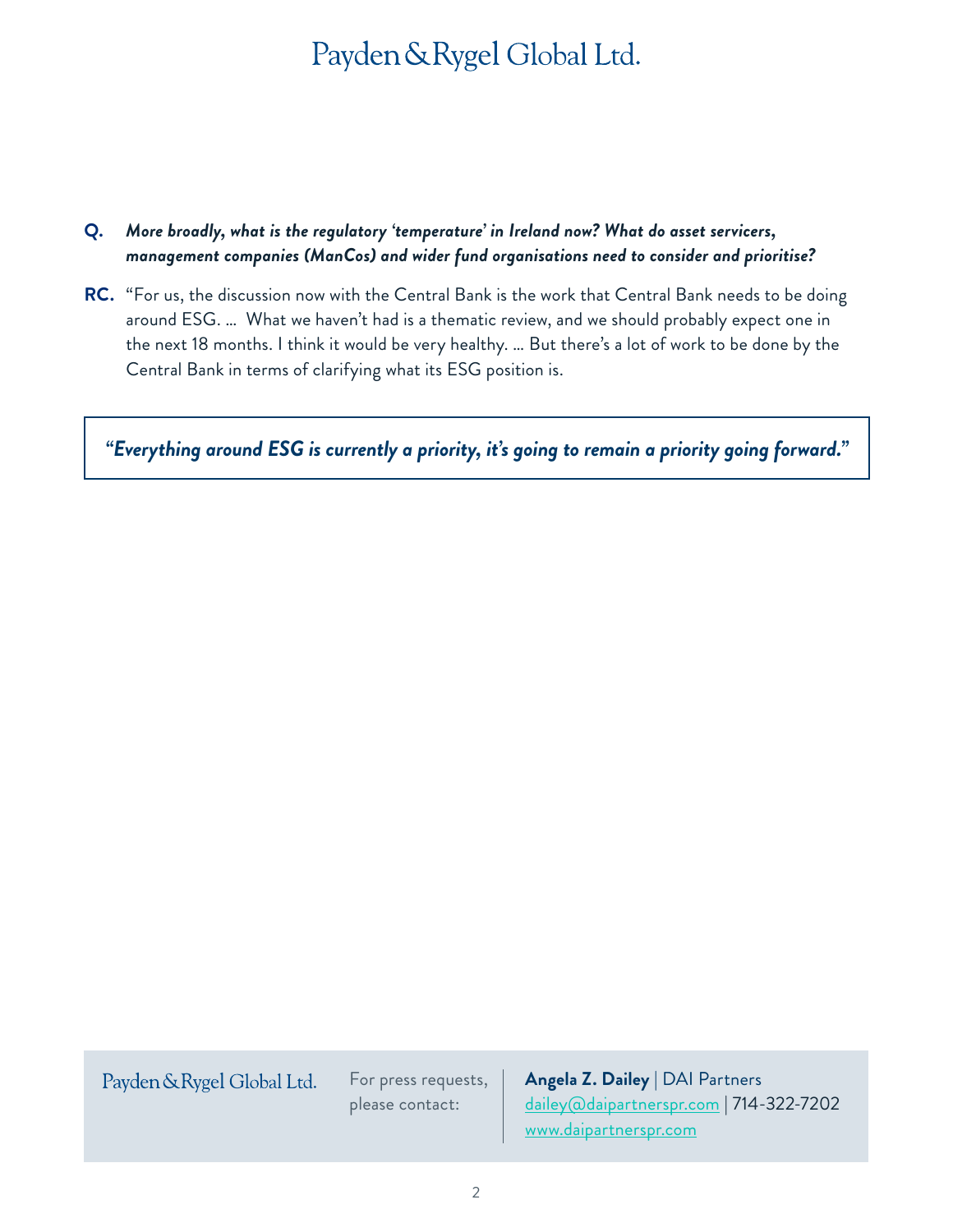**Q.** ***More broadly, what is the regulatory 'temperature' in Ireland now? What do asset servicers, management companies (ManCos) and wider fund organisations need to consider and prioritise?***

**RC.** "For us, the discussion now with the Central Bank is the work that Central Bank needs to be doing around ESG. ... What we haven't had is a thematic review, and we should probably expect one in the next 18 months. I think it would be very healthy. ... But there's a lot of work to be done by the Central Bank in terms of clarifying what its ESG position is.

> ***"Everything around ESG is currently a priority, it's going to remain a priority going forward."***

Payden & Rygel Global Ltd.

For press requests, please contact:

**Angela Z. Dailey** | DAI Partners
dailey@daipartnerspr.com | 714-322-7202
www.daipartnerspr.com